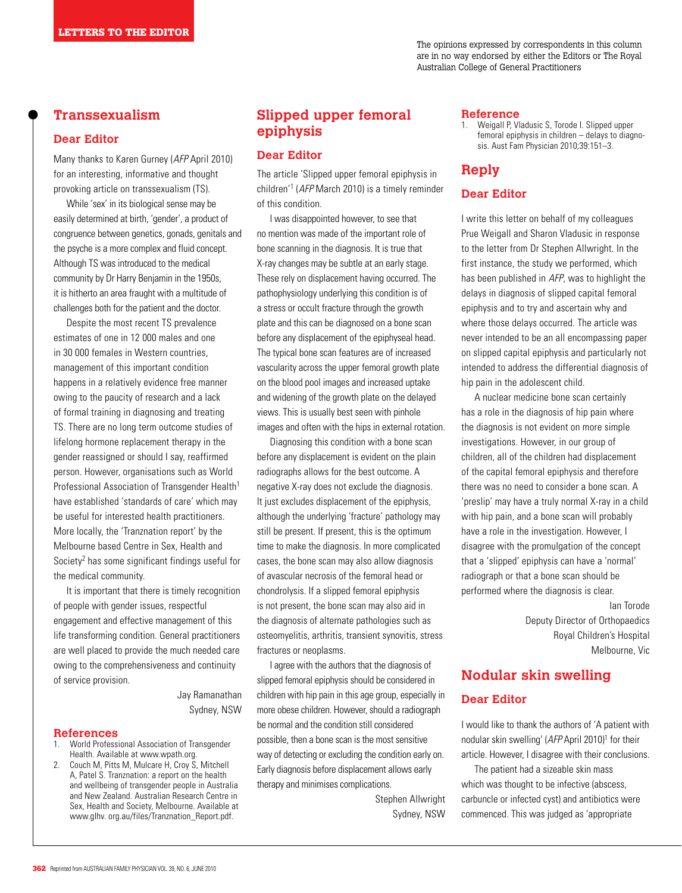# LETTERS TO THE EDITOR

The opinions expressed by correspondents in this column are in no way endorsed by either the Editors or The Royal Australian College of General Practitioners

## Transsexualism

### Dear Editor

Many thanks to Karen Gurney (*AFP* April 2010) for an interesting, informative and thought provoking article on transsexualism (TS).

While 'sex' in its biological sense may be easily determined at birth, 'gender', a product of congruence between genetics, gonads, genitals and the psyche is a more complex and fluid concept. Although TS was introduced to the medical community by Dr Harry Benjamin in the 1950s, it is hitherto an area fraught with a multitude of challenges both for the patient and the doctor.

Despite the most recent TS prevalence estimates of one in 12 000 males and one in 30 000 females in Western countries, management of this important condition happens in a relatively evidence free manner owing to the paucity of research and a lack of formal training in diagnosing and treating TS. There are no long term outcome studies of lifelong hormone replacement therapy in the gender reassigned or should I say, reaffirmed person. However, organisations such as World Professional Association of Transgender Health[1] have established 'standards of care' which may be useful for interested health practitioners. More locally, the 'Tranznation report' by the Melbourne based Centre in Sex, Health and Society[2] has some significant findings useful for the medical community.

It is important that there is timely recognition of people with gender issues, respectful engagement and effective management of this life transforming condition. General practitioners are well placed to provide the much needed care owing to the comprehensiveness and continuity of service provision.

Jay Ramanathan
Sydney, NSW

### References

1. World Professional Association of Transgender Health. Available at www.wpath.org.
2. Couch M, Pitts M, Mulcare H, Croy S, Mitchell A, Patel S. Tranznation: a report on the health and wellbeing of transgender people in Australia and New Zealand. Australian Research Centre in Sex, Health and Society, Melbourne. Available at www.glhv. org.au/files/Tranznation_Report.pdf.

## Slipped upper femoral epiphysis

### Dear Editor

The article 'Slipped upper femoral epiphysis in children'[1] (*AFP* March 2010) is a timely reminder of this condition.

I was disappointed however, to see that no mention was made of the important role of bone scanning in the diagnosis. It is true that X-ray changes may be subtle at an early stage. These rely on displacement having occurred. The pathophysiology underlying this condition is of a stress or occult fracture through the growth plate and this can be diagnosed on a bone scan before any displacement of the epiphyseal head. The typical bone scan features are of increased vascularity across the upper femoral growth plate on the blood pool images and increased uptake and widening of the growth plate on the delayed views. This is usually best seen with pinhole images and often with the hips in external rotation.

Diagnosing this condition with a bone scan before any displacement is evident on the plain radiographs allows for the best outcome. A negative X-ray does not exclude the diagnosis. It just excludes displacement of the epiphysis, although the underlying 'fracture' pathology may still be present. If present, this is the optimum time to make the diagnosis. In more complicated cases, the bone scan may also allow diagnosis of avascular necrosis of the femoral head or chondrolysis. If a slipped femoral epiphysis is not present, the bone scan may also aid in the diagnosis of alternate pathologies such as osteomyelitis, arthritis, transient synovitis, stress fractures or neoplasms.

I agree with the authors that the diagnosis of slipped femoral epiphysis should be considered in children with hip pain in this age group, especially in more obese children. However, should a radiograph be normal and the condition still considered possible, then a bone scan is the most sensitive way of detecting or excluding the condition early on. Early diagnosis before displacement allows early therapy and minimises complications.

Stephen Allwright
Sydney, NSW

### Reference

1. Weigall P, Vladusic S, Torode I. Slipped upper femoral epiphysis in children – delays to diagnosis. Aust Fam Physician 2010;39:151–3.

## Reply

### Dear Editor

I write this letter on behalf of my colleagues Prue Weigall and Sharon Vladusic in response to the letter from Dr Stephen Allwright. In the first instance, the study we performed, which has been published in *AFP*, was to highlight the delays in diagnosis of slipped capital femoral epiphysis and to try and ascertain why and where those delays occurred. The article was never intended to be an all encompassing paper on slipped capital epiphysis and particularly not intended to address the differential diagnosis of hip pain in the adolescent child.

A nuclear medicine bone scan certainly has a role in the diagnosis of hip pain where the diagnosis is not evident on more simple investigations. However, in our group of children, all of the children had displacement of the capital femoral epiphysis and therefore there was no need to consider a bone scan. A 'preslip' may have a truly normal X-ray in a child with hip pain, and a bone scan will probably have a role in the investigation. However, I disagree with the promulgation of the concept that a 'slipped' epiphysis can have a 'normal' radiograph or that a bone scan should be performed where the diagnosis is clear.

Ian Torode
Deputy Director of Orthopaedics
Royal Children's Hospital
Melbourne, Vic

## Nodular skin swelling

### Dear Editor

I would like to thank the authors of 'A patient with nodular skin swelling' (*AFP* April 2010)[1] for their article. However, I disagree with their conclusions.

The patient had a sizeable skin mass which was thought to be infective (abscess, carbuncle or infected cyst) and antibiotics were commenced. This was judged as 'appropriate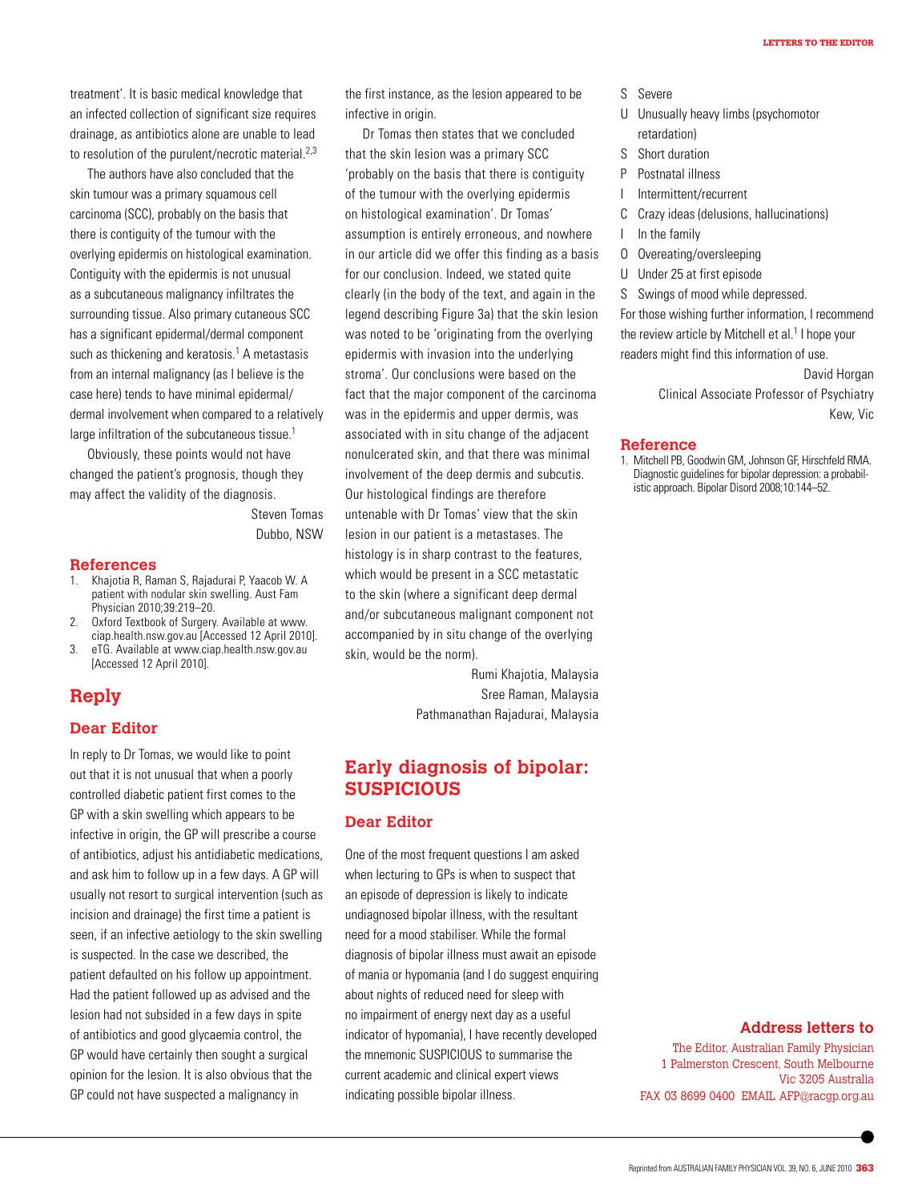treatment'. It is basic medical knowledge that an infected collection of significant size requires drainage, as antibiotics alone are unable to lead to resolution of the purulent/necrotic material.[2,3]

The authors have also concluded that the skin tumour was a primary squamous cell carcinoma (SCC), probably on the basis that there is contiguity of the tumour with the overlying epidermis on histological examination. Contiguity with the epidermis is not unusual as a subcutaneous malignancy infiltrates the surrounding tissue. Also primary cutaneous SCC has a significant epidermal/dermal component such as thickening and keratosis.[1] A metastasis from an internal malignancy (as I believe is the case here) tends to have minimal epidermal/dermal involvement when compared to a relatively large infiltration of the subcutaneous tissue.[1]

Obviously, these points would not have changed the patient's prognosis, though they may affect the validity of the diagnosis.

Steven Tomas
Dubbo, NSW

### References

1. Khajotia R, Raman S, Rajadurai P, Yaacob W. A patient with nodular skin swelling. Aust Fam Physician 2010;39:219–20.
2. Oxford Textbook of Surgery. Available at www.ciap.health.nsw.gov.au [Accessed 12 April 2010].
3. eTG. Available at www.ciap.health.nsw.gov.au [Accessed 12 April 2010].

## Reply

### Dear Editor

In reply to Dr Tomas, we would like to point out that it is not unusual that when a poorly controlled diabetic patient first comes to the GP with a skin swelling which appears to be infective in origin, the GP will prescribe a course of antibiotics, adjust his antidiabetic medications, and ask him to follow up in a few days. A GP will usually not resort to surgical intervention (such as incision and drainage) the first time a patient is seen, if an infective aetiology to the skin swelling is suspected. In the case we described, the patient defaulted on his follow up appointment. Had the patient followed up as advised and the lesion had not subsided in a few days in spite of antibiotics and good glycaemia control, the GP would have certainly then sought a surgical opinion for the lesion. It is also obvious that the GP could not have suspected a malignancy in the first instance, as the lesion appeared to be infective in origin.

Dr Tomas then states that we concluded that the skin lesion was a primary SCC 'probably on the basis that there is contiguity of the tumour with the overlying epidermis on histological examination'. Dr Tomas' assumption is entirely erroneous, and nowhere in our article did we offer this finding as a basis for our conclusion. Indeed, we stated quite clearly (in the body of the text, and again in the legend describing Figure 3a) that the skin lesion was noted to be 'originating from the overlying epidermis with invasion into the underlying stroma'. Our conclusions were based on the fact that the major component of the carcinoma was in the epidermis and upper dermis, was associated with in situ change of the adjacent nonulcerated skin, and that there was minimal involvement of the deep dermis and subcutis. Our histological findings are therefore untenable with Dr Tomas' view that the skin lesion in our patient is a metastases. The histology is in sharp contrast to the features, which would be present in a SCC metastatic to the skin (where a significant deep dermal and/or subcutaneous malignant component not accompanied by in situ change of the overlying skin, would be the norm).

Rumi Khajotia, Malaysia
Sree Raman, Malaysia
Pathmanathan Rajadurai, Malaysia

## Early diagnosis of bipolar: SUSPICIOUS

### Dear Editor

One of the most frequent questions I am asked when lecturing to GPs is when to suspect that an episode of depression is likely to indicate undiagnosed bipolar illness, with the resultant need for a mood stabiliser. While the formal diagnosis of bipolar illness must await an episode of mania or hypomania (and I do suggest enquiring about nights of reduced need for sleep with no impairment of energy next day as a useful indicator of hypomania), I have recently developed the mnemonic SUSPICIOUS to summarise the current academic and clinical expert views indicating possible bipolar illness.

- S Severe
- U Unusually heavy limbs (psychomotor retardation)
- S Short duration
- P Postnatal illness
- I Intermittent/recurrent
- C Crazy ideas (delusions, hallucinations)
- I In the family
- O Overeating/oversleeping
- U Under 25 at first episode
- S Swings of mood while depressed.

For those wishing further information, I recommend the review article by Mitchell et al.[1] I hope your readers might find this information of use.

David Horgan
Clinical Associate Professor of Psychiatry
Kew, Vic

### Reference

1. Mitchell PB, Goodwin GM, Johnson GF, Hirschfeld RMA. Diagnostic guidelines for bipolar depression: a probabilistic approach. Bipolar Disord 2008;10:144–52.

### Address letters to

The Editor, Australian Family Physician
1 Palmerston Crescent, South Melbourne
Vic 3205 Australia
FAX 03 8699 0400 EMAIL AFP@racgp.org.au